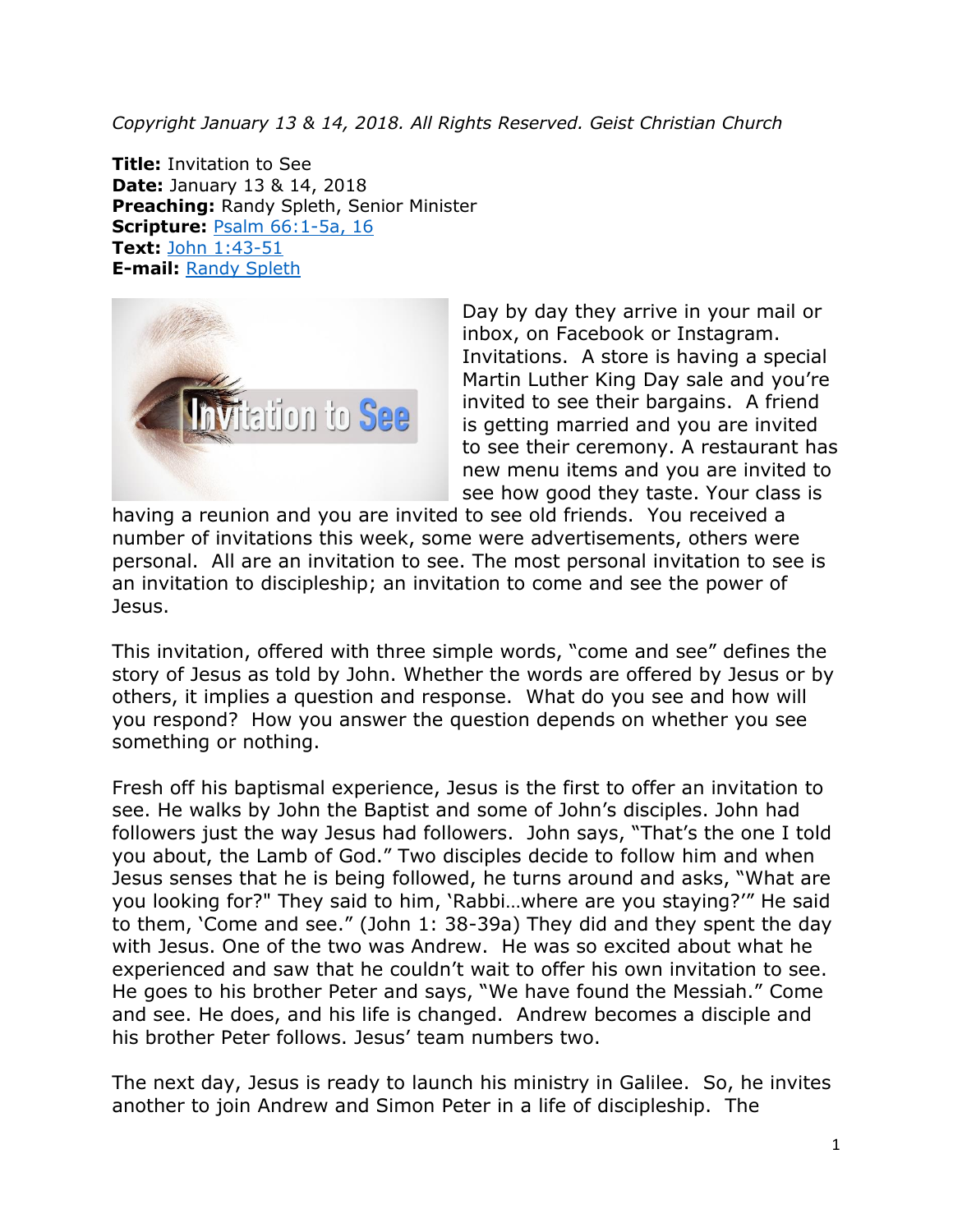*Copyright January 13 & 14, 2018. All Rights Reserved. Geist Christian Church*

**Title:** Invitation to See
**Date:** January 13 & 14, 2018
**Preaching:** Randy Spleth, Senior Minister
**Scripture:** Psalm 66:1-5a, 16
**Text:** John 1:43-51
**E-mail:** Randy Spleth

Day by day they arrive in your mail or inbox, on Facebook or Instagram. Invitations. A store is having a special Martin Luther King Day sale and you're invited to see their bargains. A friend is getting married and you are invited to see their ceremony. A restaurant has new menu items and you are invited to see how good they taste. Your class is having a reunion and you are invited to see old friends. You received a number of invitations this week, some were advertisements, others were personal. All are an invitation to see. The most personal invitation to see is an invitation to discipleship; an invitation to come and see the power of Jesus.

This invitation, offered with three simple words, "come and see" defines the story of Jesus as told by John. Whether the words are offered by Jesus or by others, it implies a question and response. What do you see and how will you respond? How you answer the question depends on whether you see something or nothing.

Fresh off his baptismal experience, Jesus is the first to offer an invitation to see. He walks by John the Baptist and some of John's disciples. John had followers just the way Jesus had followers. John says, "That's the one I told you about, the Lamb of God." Two disciples decide to follow him and when Jesus senses that he is being followed, he turns around and asks, "What are you looking for?" They said to him, 'Rabbi…where are you staying?'" He said to them, 'Come and see." (John 1: 38-39a) They did and they spent the day with Jesus. One of the two was Andrew. He was so excited about what he experienced and saw that he couldn't wait to offer his own invitation to see. He goes to his brother Peter and says, "We have found the Messiah." Come and see. He does, and his life is changed. Andrew becomes a disciple and his brother Peter follows. Jesus' team numbers two.

The next day, Jesus is ready to launch his ministry in Galilee. So, he invites another to join Andrew and Simon Peter in a life of discipleship. The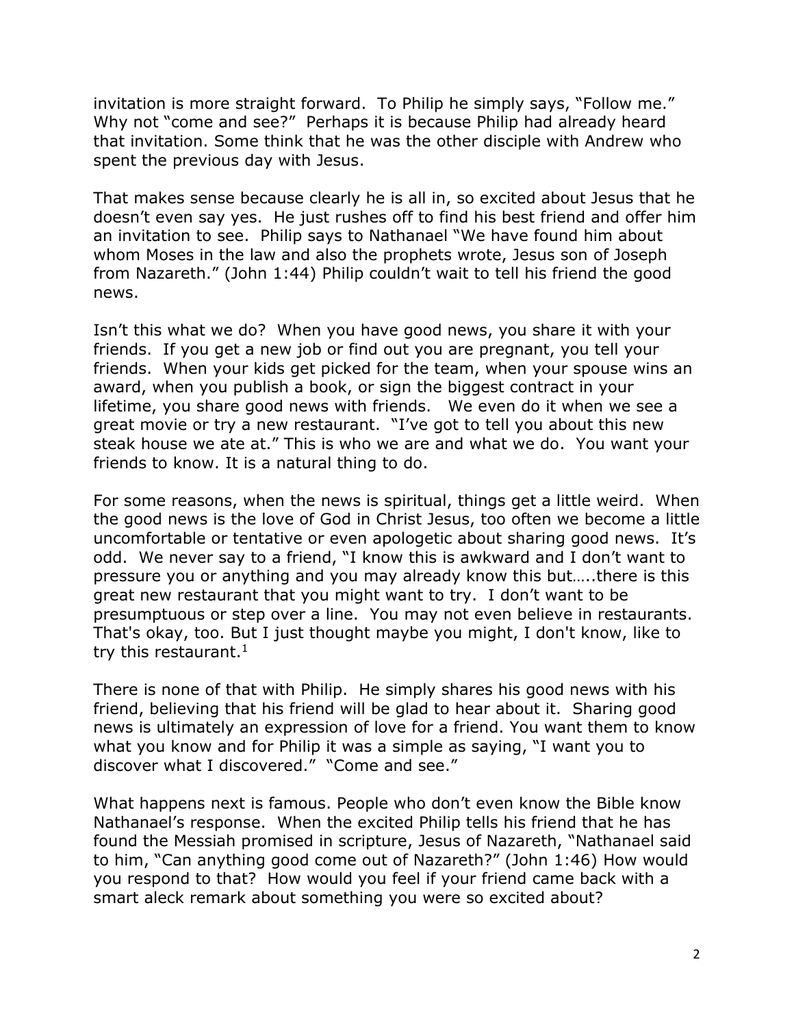invitation is more straight forward. To Philip he simply says, "Follow me." Why not "come and see?" Perhaps it is because Philip had already heard that invitation. Some think that he was the other disciple with Andrew who spent the previous day with Jesus.

That makes sense because clearly he is all in, so excited about Jesus that he doesn't even say yes. He just rushes off to find his best friend and offer him an invitation to see. Philip says to Nathanael "We have found him about whom Moses in the law and also the prophets wrote, Jesus son of Joseph from Nazareth." (John 1:44) Philip couldn't wait to tell his friend the good news.

Isn't this what we do? When you have good news, you share it with your friends. If you get a new job or find out you are pregnant, you tell your friends. When your kids get picked for the team, when your spouse wins an award, when you publish a book, or sign the biggest contract in your lifetime, you share good news with friends. We even do it when we see a great movie or try a new restaurant. "I've got to tell you about this new steak house we ate at." This is who we are and what we do. You want your friends to know. It is a natural thing to do.

For some reasons, when the news is spiritual, things get a little weird. When the good news is the love of God in Christ Jesus, too often we become a little uncomfortable or tentative or even apologetic about sharing good news. It's odd. We never say to a friend, "I know this is awkward and I don't want to pressure you or anything and you may already know this but…..there is this great new restaurant that you might want to try. I don't want to be presumptuous or step over a line. You may not even believe in restaurants. That's okay, too. But I just thought maybe you might, I don't know, like to try this restaurant.[1]

There is none of that with Philip. He simply shares his good news with his friend, believing that his friend will be glad to hear about it. Sharing good news is ultimately an expression of love for a friend. You want them to know what you know and for Philip it was a simple as saying, "I want you to discover what I discovered." "Come and see."

What happens next is famous. People who don't even know the Bible know Nathanael's response. When the excited Philip tells his friend that he has found the Messiah promised in scripture, Jesus of Nazareth, "Nathanael said to him, "Can anything good come out of Nazareth?" (John 1:46) How would you respond to that? How would you feel if your friend came back with a smart aleck remark about something you were so excited about?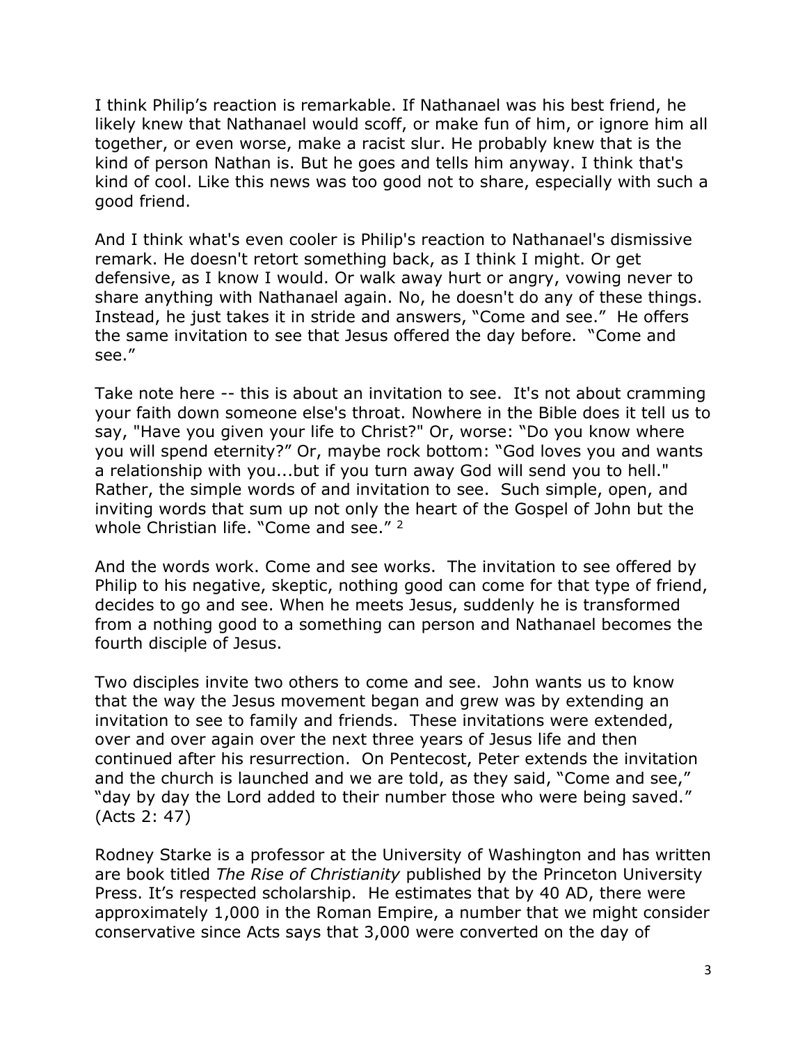I think Philip's reaction is remarkable. If Nathanael was his best friend, he likely knew that Nathanael would scoff, or make fun of him, or ignore him all together, or even worse, make a racist slur. He probably knew that is the kind of person Nathan is. But he goes and tells him anyway. I think that's kind of cool. Like this news was too good not to share, especially with such a good friend.

And I think what's even cooler is Philip's reaction to Nathanael's dismissive remark. He doesn't retort something back, as I think I might. Or get defensive, as I know I would. Or walk away hurt or angry, vowing never to share anything with Nathanael again. No, he doesn't do any of these things. Instead, he just takes it in stride and answers, "Come and see." He offers the same invitation to see that Jesus offered the day before. "Come and see."

Take note here -- this is about an invitation to see. It's not about cramming your faith down someone else's throat. Nowhere in the Bible does it tell us to say, "Have you given your life to Christ?" Or, worse: "Do you know where you will spend eternity?" Or, maybe rock bottom: "God loves you and wants a relationship with you...but if you turn away God will send you to hell." Rather, the simple words of and invitation to see. Such simple, open, and inviting words that sum up not only the heart of the Gospel of John but the whole Christian life. "Come and see." [2]

And the words work. Come and see works. The invitation to see offered by Philip to his negative, skeptic, nothing good can come for that type of friend, decides to go and see. When he meets Jesus, suddenly he is transformed from a nothing good to a something can person and Nathanael becomes the fourth disciple of Jesus.

Two disciples invite two others to come and see. John wants us to know that the way the Jesus movement began and grew was by extending an invitation to see to family and friends. These invitations were extended, over and over again over the next three years of Jesus life and then continued after his resurrection. On Pentecost, Peter extends the invitation and the church is launched and we are told, as they said, "Come and see," "day by day the Lord added to their number those who were being saved." (Acts 2: 47)

Rodney Starke is a professor at the University of Washington and has written are book titled *The Rise of Christianity* published by the Princeton University Press. It's respected scholarship. He estimates that by 40 AD, there were approximately 1,000 in the Roman Empire, a number that we might consider conservative since Acts says that 3,000 were converted on the day of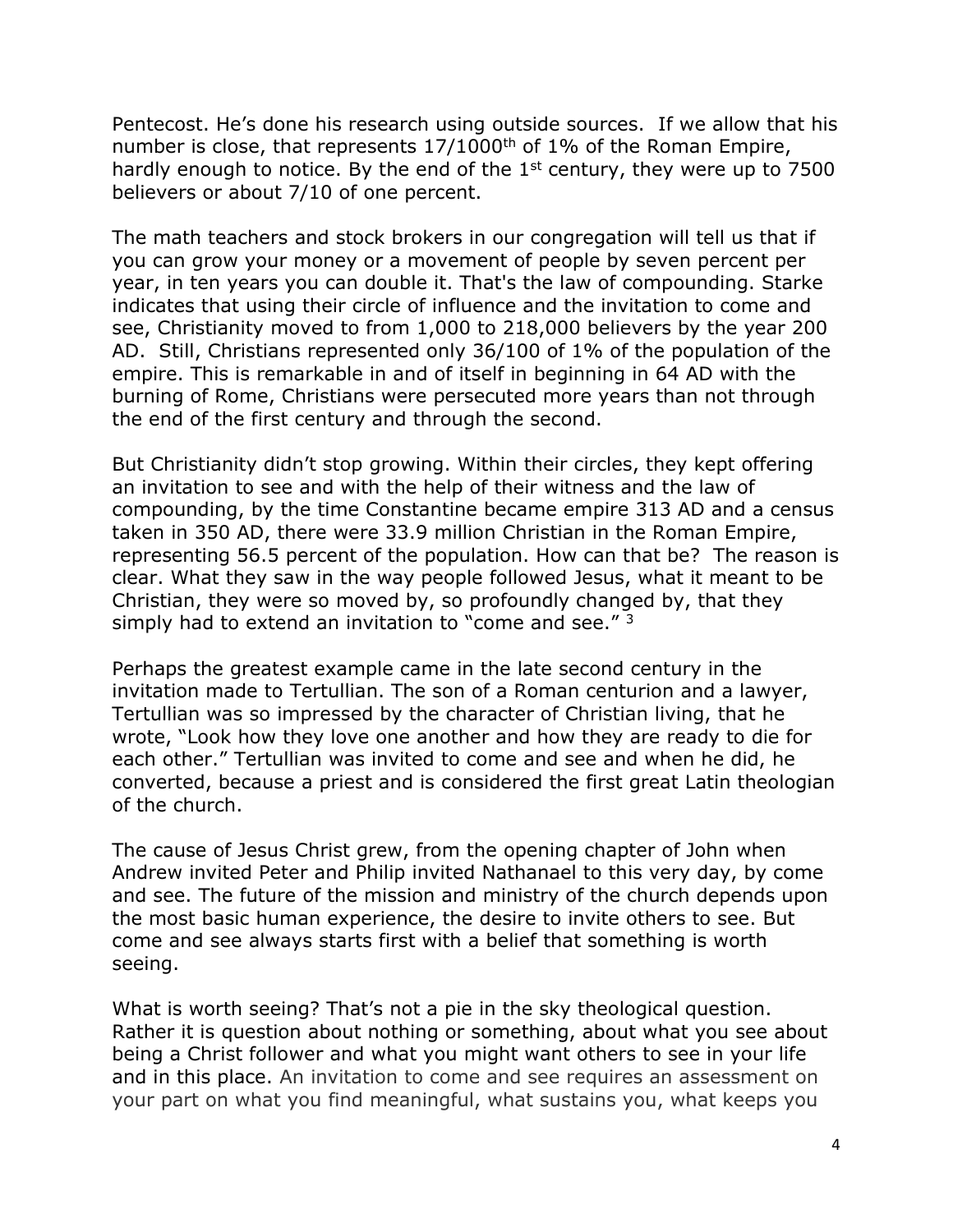Pentecost. He's done his research using outside sources. If we allow that his number is close, that represents 17/1000th of 1% of the Roman Empire, hardly enough to notice. By the end of the 1st century, they were up to 7500 believers or about 7/10 of one percent.

The math teachers and stock brokers in our congregation will tell us that if you can grow your money or a movement of people by seven percent per year, in ten years you can double it. That's the law of compounding. Starke indicates that using their circle of influence and the invitation to come and see, Christianity moved to from 1,000 to 218,000 believers by the year 200 AD. Still, Christians represented only 36/100 of 1% of the population of the empire. This is remarkable in and of itself in beginning in 64 AD with the burning of Rome, Christians were persecuted more years than not through the end of the first century and through the second.

But Christianity didn't stop growing. Within their circles, they kept offering an invitation to see and with the help of their witness and the law of compounding, by the time Constantine became empire 313 AD and a census taken in 350 AD, there were 33.9 million Christian in the Roman Empire, representing 56.5 percent of the population. How can that be? The reason is clear. What they saw in the way people followed Jesus, what it meant to be Christian, they were so moved by, so profoundly changed by, that they simply had to extend an invitation to "come and see." [3]

Perhaps the greatest example came in the late second century in the invitation made to Tertullian. The son of a Roman centurion and a lawyer, Tertullian was so impressed by the character of Christian living, that he wrote, "Look how they love one another and how they are ready to die for each other." Tertullian was invited to come and see and when he did, he converted, because a priest and is considered the first great Latin theologian of the church.

The cause of Jesus Christ grew, from the opening chapter of John when Andrew invited Peter and Philip invited Nathanael to this very day, by come and see. The future of the mission and ministry of the church depends upon the most basic human experience, the desire to invite others to see. But come and see always starts first with a belief that something is worth seeing.

What is worth seeing? That's not a pie in the sky theological question. Rather it is question about nothing or something, about what you see about being a Christ follower and what you might want others to see in your life and in this place. An invitation to come and see requires an assessment on your part on what you find meaningful, what sustains you, what keeps you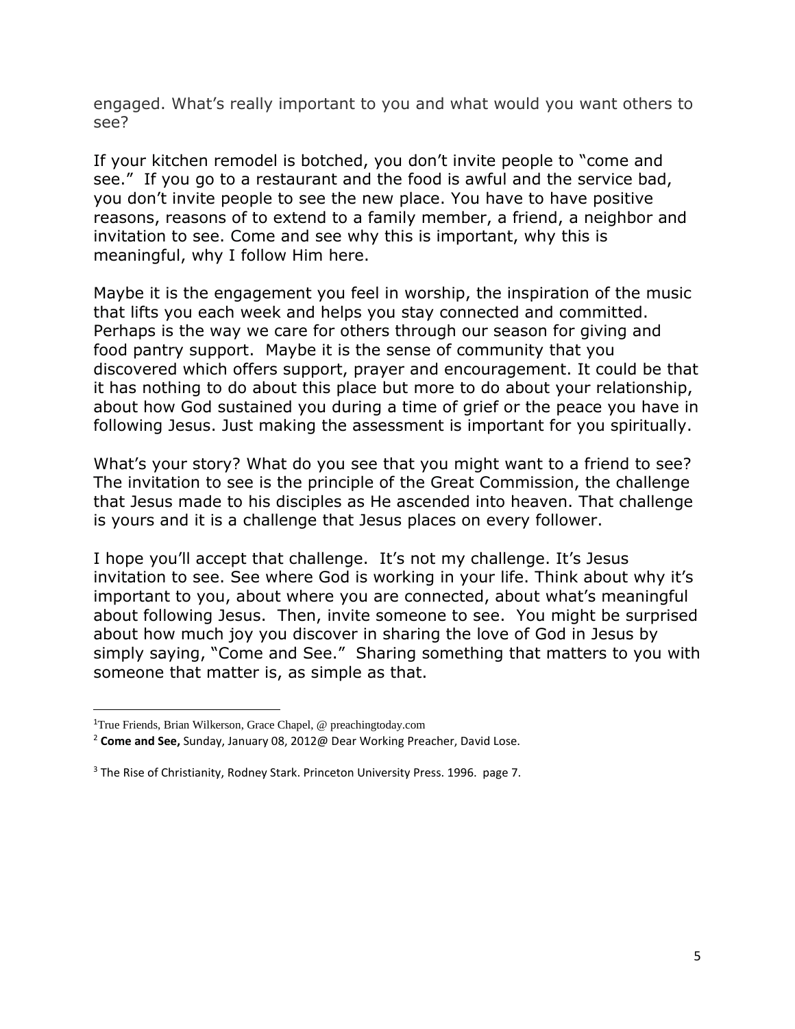engaged. What's really important to you and what would you want others to see?

If your kitchen remodel is botched, you don't invite people to "come and see." If you go to a restaurant and the food is awful and the service bad, you don't invite people to see the new place. You have to have positive reasons, reasons of to extend to a family member, a friend, a neighbor and invitation to see. Come and see why this is important, why this is meaningful, why I follow Him here.

Maybe it is the engagement you feel in worship, the inspiration of the music that lifts you each week and helps you stay connected and committed. Perhaps is the way we care for others through our season for giving and food pantry support. Maybe it is the sense of community that you discovered which offers support, prayer and encouragement. It could be that it has nothing to do about this place but more to do about your relationship, about how God sustained you during a time of grief or the peace you have in following Jesus. Just making the assessment is important for you spiritually.

What's your story? What do you see that you might want to a friend to see? The invitation to see is the principle of the Great Commission, the challenge that Jesus made to his disciples as He ascended into heaven. That challenge is yours and it is a challenge that Jesus places on every follower.

I hope you'll accept that challenge. It's not my challenge. It's Jesus invitation to see. See where God is working in your life. Think about why it's important to you, about where you are connected, about what's meaningful about following Jesus. Then, invite someone to see. You might be surprised about how much joy you discover in sharing the love of God in Jesus by simply saying, "Come and See." Sharing something that matters to you with someone that matter is, as simple as that.

---

[1] True Friends, Brian Wilkerson, Grace Chapel, @ preachingtoday.com

[2] **Come and See,** Sunday, January 08, 2012@ Dear Working Preacher, David Lose.

[3] The Rise of Christianity, Rodney Stark. Princeton University Press. 1996. page 7.